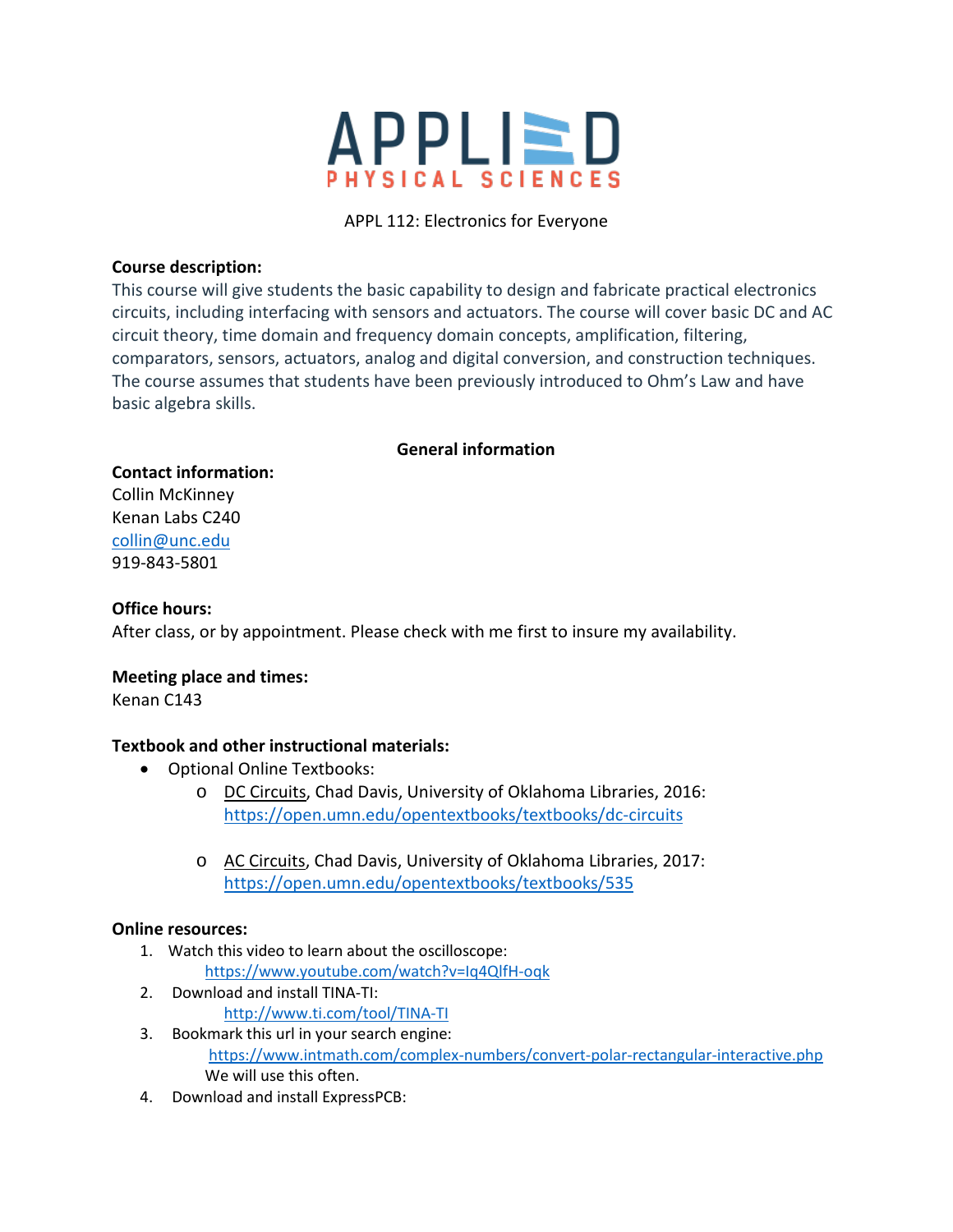APPLIED PHYSICAL SCIENCES

APPL 112: Electronics for Everyone

**Course description:**

This course will give students the basic capability to design and fabricate practical electronics circuits, including interfacing with sensors and actuators. The course will cover basic DC and AC circuit theory, time domain and frequency domain concepts, amplification, filtering, comparators, sensors, actuators, analog and digital conversion, and construction techniques. The course assumes that students have been previously introduced to Ohm's Law and have basic algebra skills.

## General information

**Contact information:**

Collin McKinney
Kenan Labs C240
collin@unc.edu
919-843-5801

**Office hours:**

After class, or by appointment. Please check with me first to insure my availability.

**Meeting place and times:**

Kenan C143

**Textbook and other instructional materials:**

- Optional Online Textbooks:
  - DC Circuits, Chad Davis, University of Oklahoma Libraries, 2016: https://open.umn.edu/opentextbooks/textbooks/dc-circuits
  - AC Circuits, Chad Davis, University of Oklahoma Libraries, 2017: https://open.umn.edu/opentextbooks/textbooks/535

**Online resources:**

1. Watch this video to learn about the oscilloscope: https://www.youtube.com/watch?v=Iq4QlfH-oqk
2. Download and install TINA-TI: http://www.ti.com/tool/TINA-TI
3. Bookmark this url in your search engine: https://www.intmath.com/complex-numbers/convert-polar-rectangular-interactive.php
   We will use this often.
4. Download and install ExpressPCB: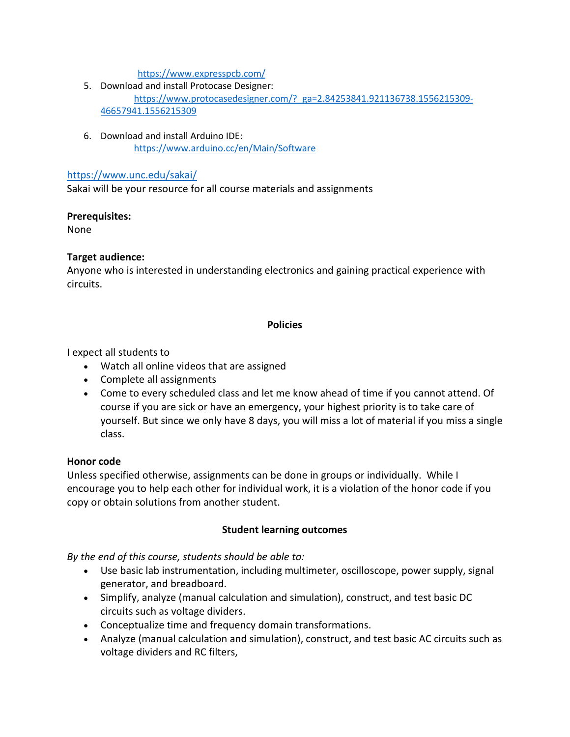https://www.expresspcb.com/

5. Download and install Protocase Designer:
   https://www.protocasedesigner.com/?_ga=2.84253841.921136738.1556215309-46657941.1556215309

6. Download and install Arduino IDE:
   https://www.arduino.cc/en/Main/Software

https://www.unc.edu/sakai/
Sakai will be your resource for all course materials and assignments

**Prerequisites:**
None

**Target audience:**
Anyone who is interested in understanding electronics and gaining practical experience with circuits.

## Policies

I expect all students to

- Watch all online videos that are assigned
- Complete all assignments
- Come to every scheduled class and let me know ahead of time if you cannot attend. Of course if you are sick or have an emergency, your highest priority is to take care of yourself. But since we only have 8 days, you will miss a lot of material if you miss a single class.

**Honor code**
Unless specified otherwise, assignments can be done in groups or individually. While I encourage you to help each other for individual work, it is a violation of the honor code if you copy or obtain solutions from another student.

## Student learning outcomes

*By the end of this course, students should be able to:*

- Use basic lab instrumentation, including multimeter, oscilloscope, power supply, signal generator, and breadboard.
- Simplify, analyze (manual calculation and simulation), construct, and test basic DC circuits such as voltage dividers.
- Conceptualize time and frequency domain transformations.
- Analyze (manual calculation and simulation), construct, and test basic AC circuits such as voltage dividers and RC filters,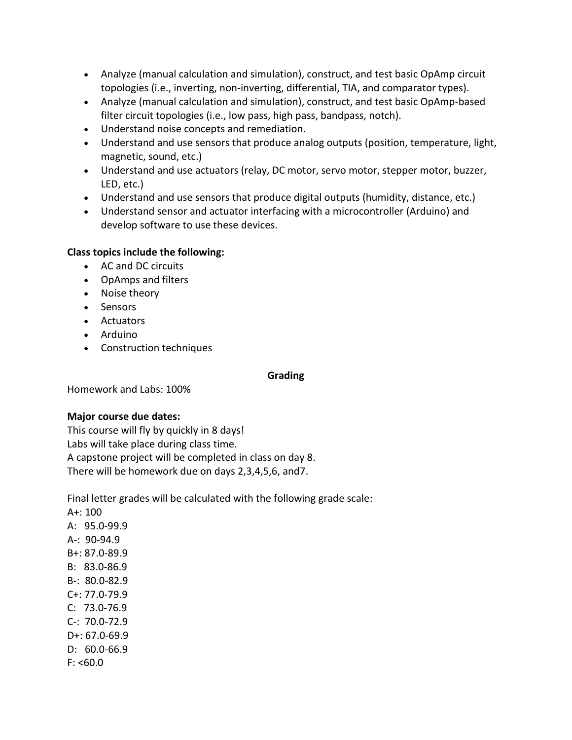- Analyze (manual calculation and simulation), construct, and test basic OpAmp circuit topologies (i.e., inverting, non-inverting, differential, TIA, and comparator types).
- Analyze (manual calculation and simulation), construct, and test basic OpAmp-based filter circuit topologies (i.e., low pass, high pass, bandpass, notch).
- Understand noise concepts and remediation.
- Understand and use sensors that produce analog outputs (position, temperature, light, magnetic, sound, etc.)
- Understand and use actuators (relay, DC motor, servo motor, stepper motor, buzzer, LED, etc.)
- Understand and use sensors that produce digital outputs (humidity, distance, etc.)
- Understand sensor and actuator interfacing with a microcontroller (Arduino) and develop software to use these devices.

**Class topics include the following:**

- AC and DC circuits
- OpAmps and filters
- Noise theory
- Sensors
- Actuators
- Arduino
- Construction techniques

## Grading

Homework and Labs: 100%

**Major course due dates:**

This course will fly by quickly in 8 days!
Labs will take place during class time.
A capstone project will be completed in class on day 8.
There will be homework due on days 2,3,4,5,6, and7.

Final letter grades will be calculated with the following grade scale:

A+: 100
A: 95.0-99.9
A-: 90-94.9
B+: 87.0-89.9
B: 83.0-86.9
B-: 80.0-82.9
C+: 77.0-79.9
C: 73.0-76.9
C-: 70.0-72.9
D+: 67.0-69.9
D: 60.0-66.9
F: <60.0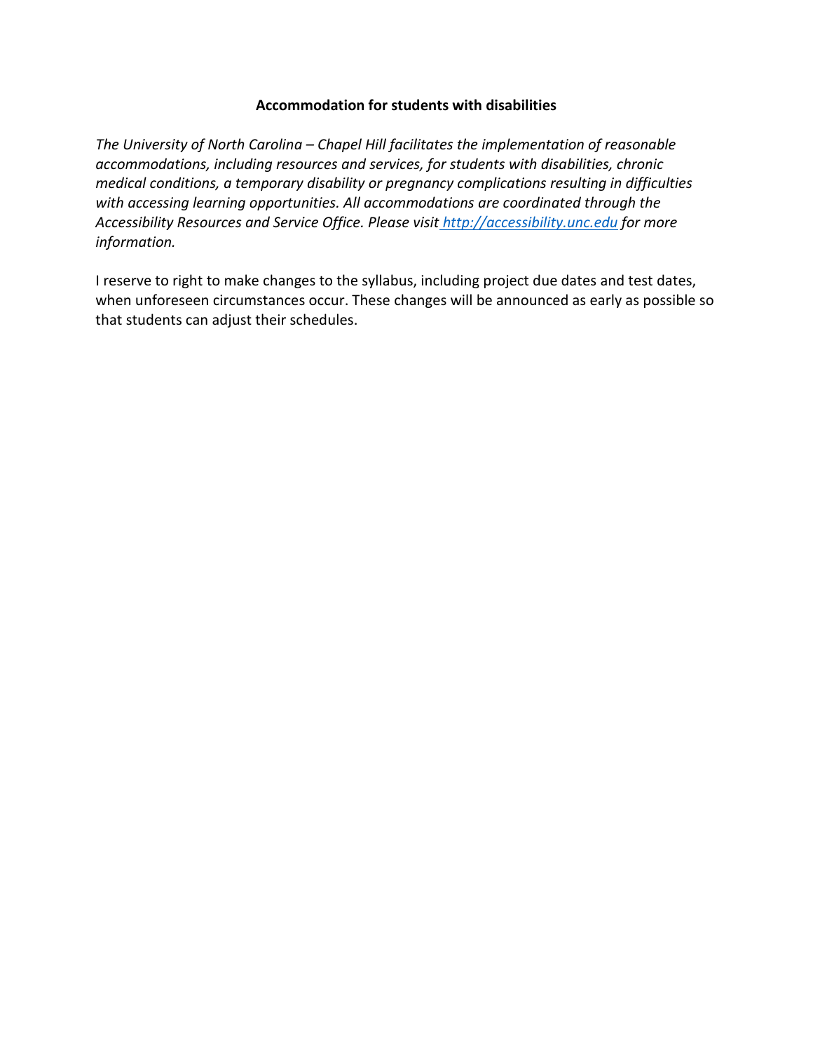**Accommodation for students with disabilities**

*The University of North Carolina – Chapel Hill facilitates the implementation of reasonable accommodations, including resources and services, for students with disabilities, chronic medical conditions, a temporary disability or pregnancy complications resulting in difficulties with accessing learning opportunities. All accommodations are coordinated through the Accessibility Resources and Service Office. Please visit [http://accessibility.unc.edu](http://accessibility.unc.edu) for more information.*

I reserve to right to make changes to the syllabus, including project due dates and test dates, when unforeseen circumstances occur. These changes will be announced as early as possible so that students can adjust their schedules.